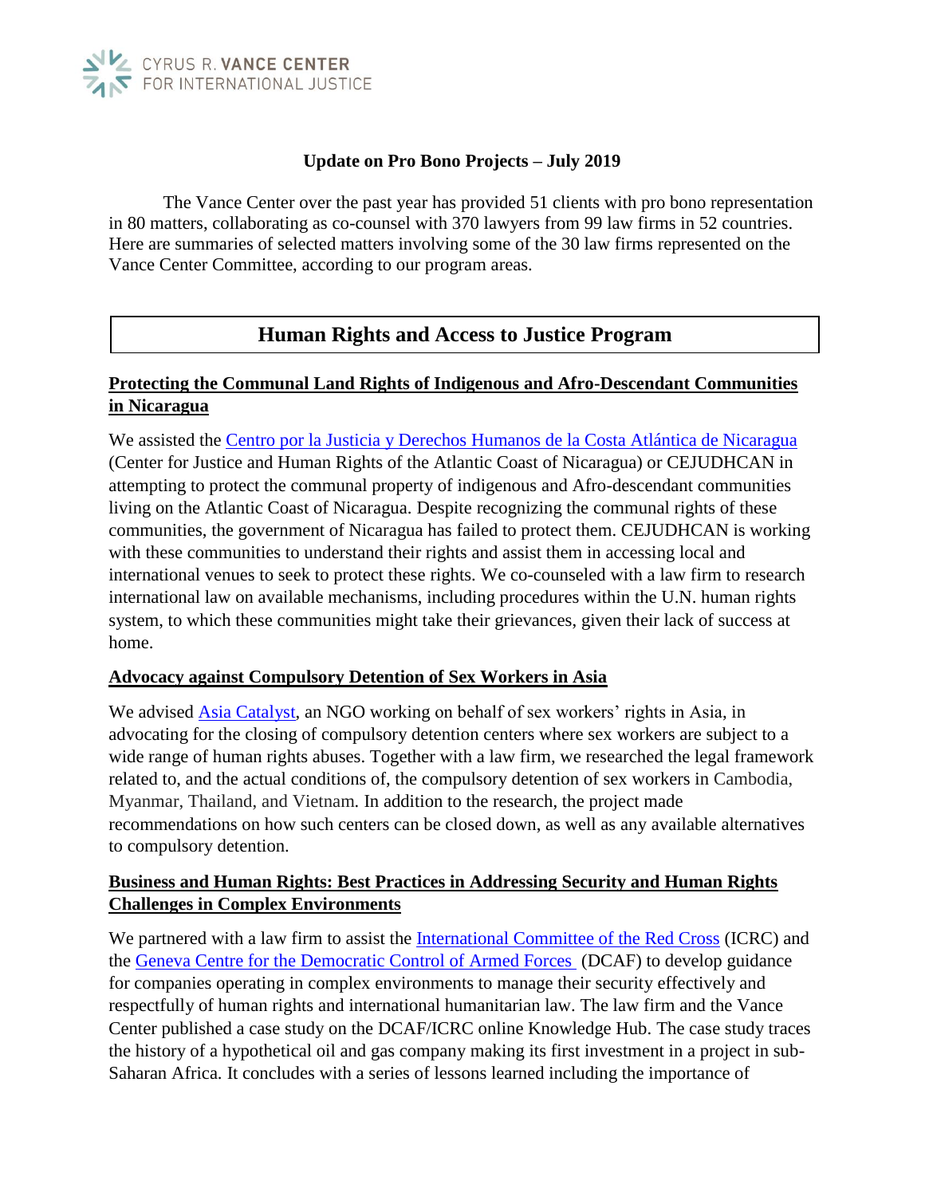CYRUS R. VANCE CENTER FOR INTERNATIONAL JUSTICE

**Update on Pro Bono Projects – July 2019**

The Vance Center over the past year has provided 51 clients with pro bono representation in 80 matters, collaborating as co-counsel with 370 lawyers from 99 law firms in 52 countries. Here are summaries of selected matters involving some of the 30 law firms represented on the Vance Center Committee, according to our program areas.

# Human Rights and Access to Justice Program

## Protecting the Communal Land Rights of Indigenous and Afro-Descendant Communities in Nicaragua

We assisted the Centro por la Justicia y Derechos Humanos de la Costa Atlántica de Nicaragua (Center for Justice and Human Rights of the Atlantic Coast of Nicaragua) or CEJUDHCAN in attempting to protect the communal property of indigenous and Afro-descendant communities living on the Atlantic Coast of Nicaragua. Despite recognizing the communal rights of these communities, the government of Nicaragua has failed to protect them. CEJUDHCAN is working with these communities to understand their rights and assist them in accessing local and international venues to seek to protect these rights. We co-counseled with a law firm to research international law on available mechanisms, including procedures within the U.N. human rights system, to which these communities might take their grievances, given their lack of success at home.

## Advocacy against Compulsory Detention of Sex Workers in Asia

We advised Asia Catalyst, an NGO working on behalf of sex workers' rights in Asia, in advocating for the closing of compulsory detention centers where sex workers are subject to a wide range of human rights abuses. Together with a law firm, we researched the legal framework related to, and the actual conditions of, the compulsory detention of sex workers in Cambodia, Myanmar, Thailand, and Vietnam. In addition to the research, the project made recommendations on how such centers can be closed down, as well as any available alternatives to compulsory detention.

## Business and Human Rights: Best Practices in Addressing Security and Human Rights Challenges in Complex Environments

We partnered with a law firm to assist the International Committee of the Red Cross (ICRC) and the Geneva Centre for the Democratic Control of Armed Forces (DCAF) to develop guidance for companies operating in complex environments to manage their security effectively and respectfully of human rights and international humanitarian law. The law firm and the Vance Center published a case study on the DCAF/ICRC online Knowledge Hub. The case study traces the history of a hypothetical oil and gas company making its first investment in a project in sub-Saharan Africa. It concludes with a series of lessons learned including the importance of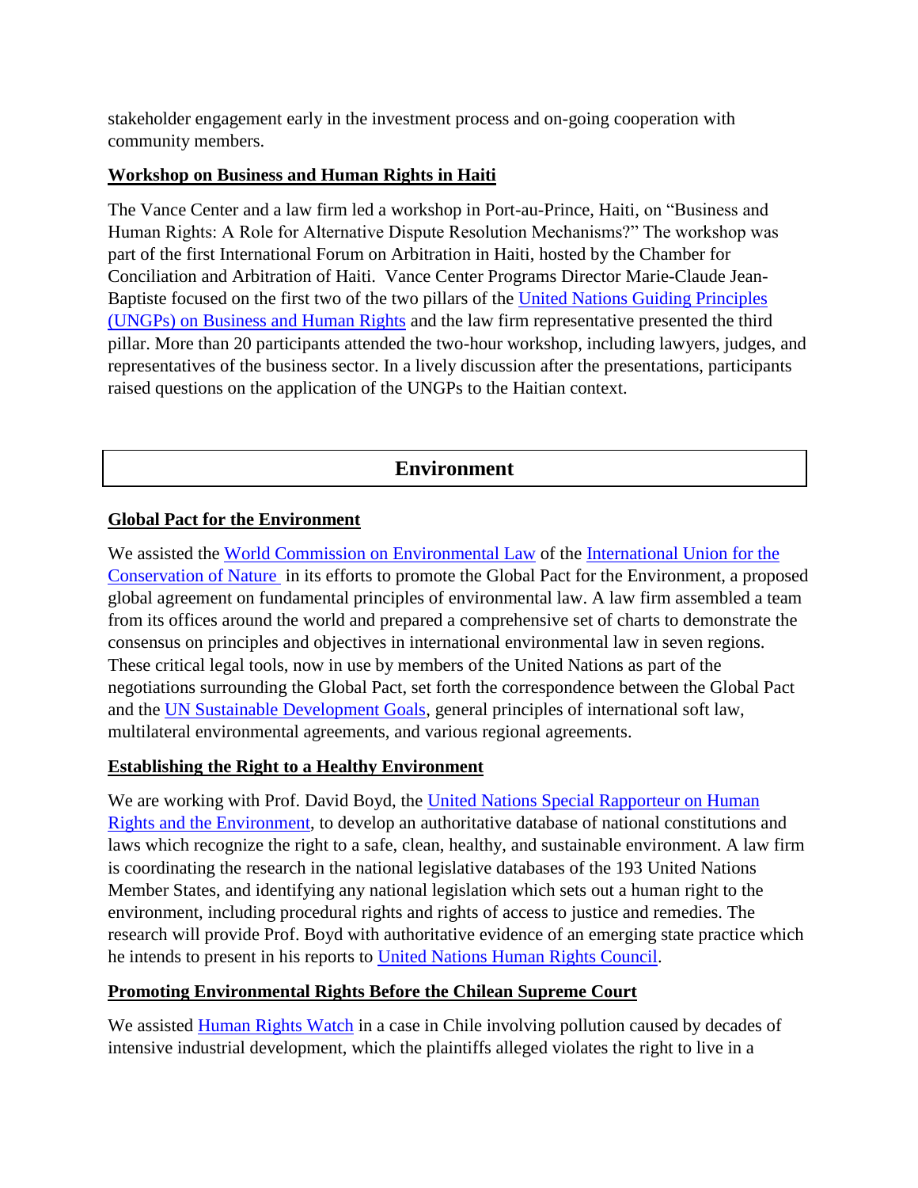stakeholder engagement early in the investment process and on-going cooperation with community members.

**Workshop on Business and Human Rights in Haiti**

The Vance Center and a law firm led a workshop in Port-au-Prince, Haiti, on "Business and Human Rights: A Role for Alternative Dispute Resolution Mechanisms?" The workshop was part of the first International Forum on Arbitration in Haiti, hosted by the Chamber for Conciliation and Arbitration of Haiti. Vance Center Programs Director Marie-Claude Jean-Baptiste focused on the first two of the two pillars of the United Nations Guiding Principles (UNGPs) on Business and Human Rights and the law firm representative presented the third pillar. More than 20 participants attended the two-hour workshop, including lawyers, judges, and representatives of the business sector. In a lively discussion after the presentations, participants raised questions on the application of the UNGPs to the Haitian context.

## Environment

**Global Pact for the Environment**

We assisted the World Commission on Environmental Law of the International Union for the Conservation of Nature in its efforts to promote the Global Pact for the Environment, a proposed global agreement on fundamental principles of environmental law. A law firm assembled a team from its offices around the world and prepared a comprehensive set of charts to demonstrate the consensus on principles and objectives in international environmental law in seven regions. These critical legal tools, now in use by members of the United Nations as part of the negotiations surrounding the Global Pact, set forth the correspondence between the Global Pact and the UN Sustainable Development Goals, general principles of international soft law, multilateral environmental agreements, and various regional agreements.

**Establishing the Right to a Healthy Environment**

We are working with Prof. David Boyd, the United Nations Special Rapporteur on Human Rights and the Environment, to develop an authoritative database of national constitutions and laws which recognize the right to a safe, clean, healthy, and sustainable environment. A law firm is coordinating the research in the national legislative databases of the 193 United Nations Member States, and identifying any national legislation which sets out a human right to the environment, including procedural rights and rights of access to justice and remedies. The research will provide Prof. Boyd with authoritative evidence of an emerging state practice which he intends to present in his reports to United Nations Human Rights Council.

**Promoting Environmental Rights Before the Chilean Supreme Court**

We assisted Human Rights Watch in a case in Chile involving pollution caused by decades of intensive industrial development, which the plaintiffs alleged violates the right to live in a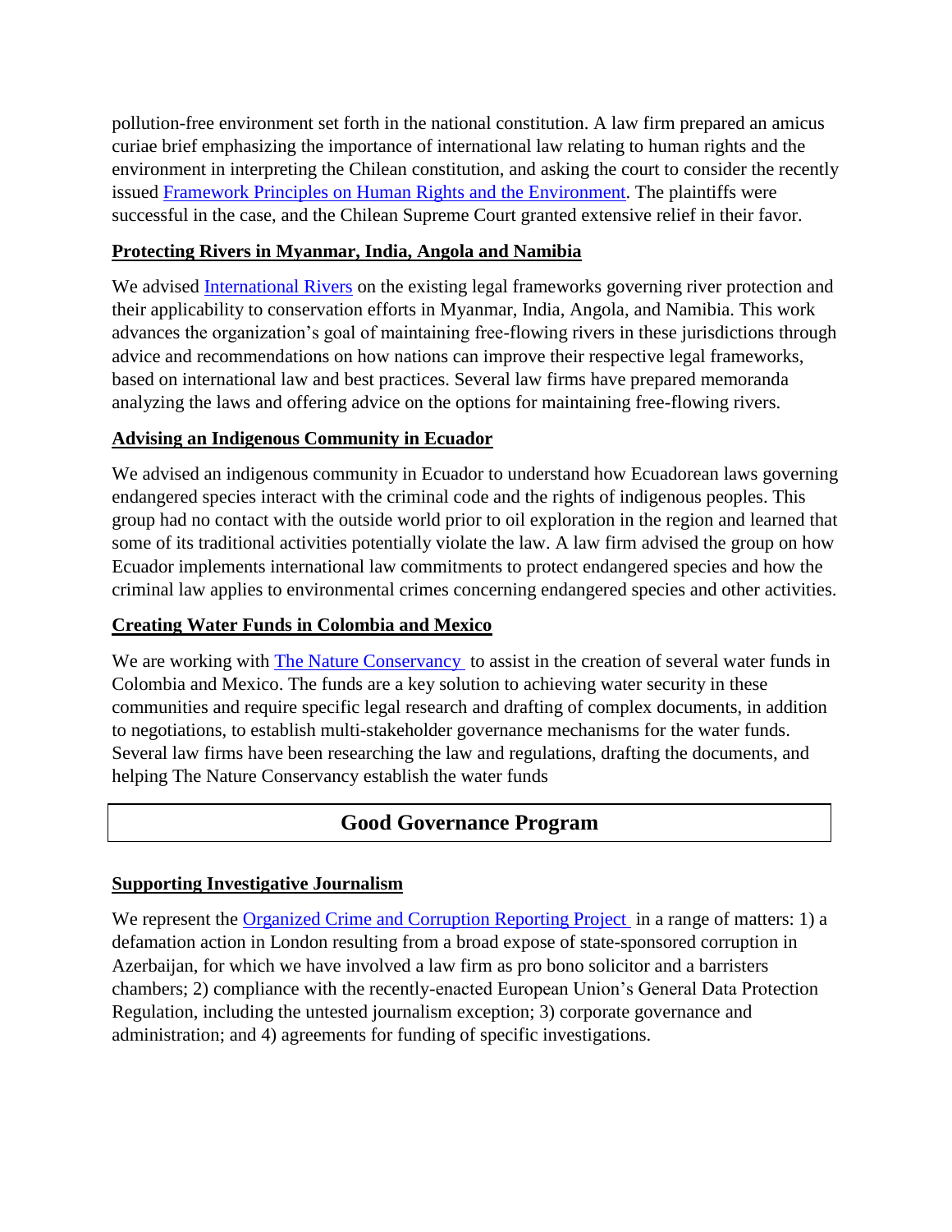pollution-free environment set forth in the national constitution. A law firm prepared an amicus curiae brief emphasizing the importance of international law relating to human rights and the environment in interpreting the Chilean constitution, and asking the court to consider the recently issued Framework Principles on Human Rights and the Environment. The plaintiffs were successful in the case, and the Chilean Supreme Court granted extensive relief in their favor.

### Protecting Rivers in Myanmar, India, Angola and Namibia

We advised International Rivers on the existing legal frameworks governing river protection and their applicability to conservation efforts in Myanmar, India, Angola, and Namibia. This work advances the organization's goal of maintaining free-flowing rivers in these jurisdictions through advice and recommendations on how nations can improve their respective legal frameworks, based on international law and best practices. Several law firms have prepared memoranda analyzing the laws and offering advice on the options for maintaining free-flowing rivers.

### Advising an Indigenous Community in Ecuador

We advised an indigenous community in Ecuador to understand how Ecuadorean laws governing endangered species interact with the criminal code and the rights of indigenous peoples. This group had no contact with the outside world prior to oil exploration in the region and learned that some of its traditional activities potentially violate the law. A law firm advised the group on how Ecuador implements international law commitments to protect endangered species and how the criminal law applies to environmental crimes concerning endangered species and other activities.

### Creating Water Funds in Colombia and Mexico

We are working with The Nature Conservancy to assist in the creation of several water funds in Colombia and Mexico. The funds are a key solution to achieving water security in these communities and require specific legal research and drafting of complex documents, in addition to negotiations, to establish multi-stakeholder governance mechanisms for the water funds. Several law firms have been researching the law and regulations, drafting the documents, and helping The Nature Conservancy establish the water funds

## Good Governance Program

### Supporting Investigative Journalism

We represent the Organized Crime and Corruption Reporting Project in a range of matters: 1) a defamation action in London resulting from a broad expose of state-sponsored corruption in Azerbaijan, for which we have involved a law firm as pro bono solicitor and a barristers chambers; 2) compliance with the recently-enacted European Union's General Data Protection Regulation, including the untested journalism exception; 3) corporate governance and administration; and 4) agreements for funding of specific investigations.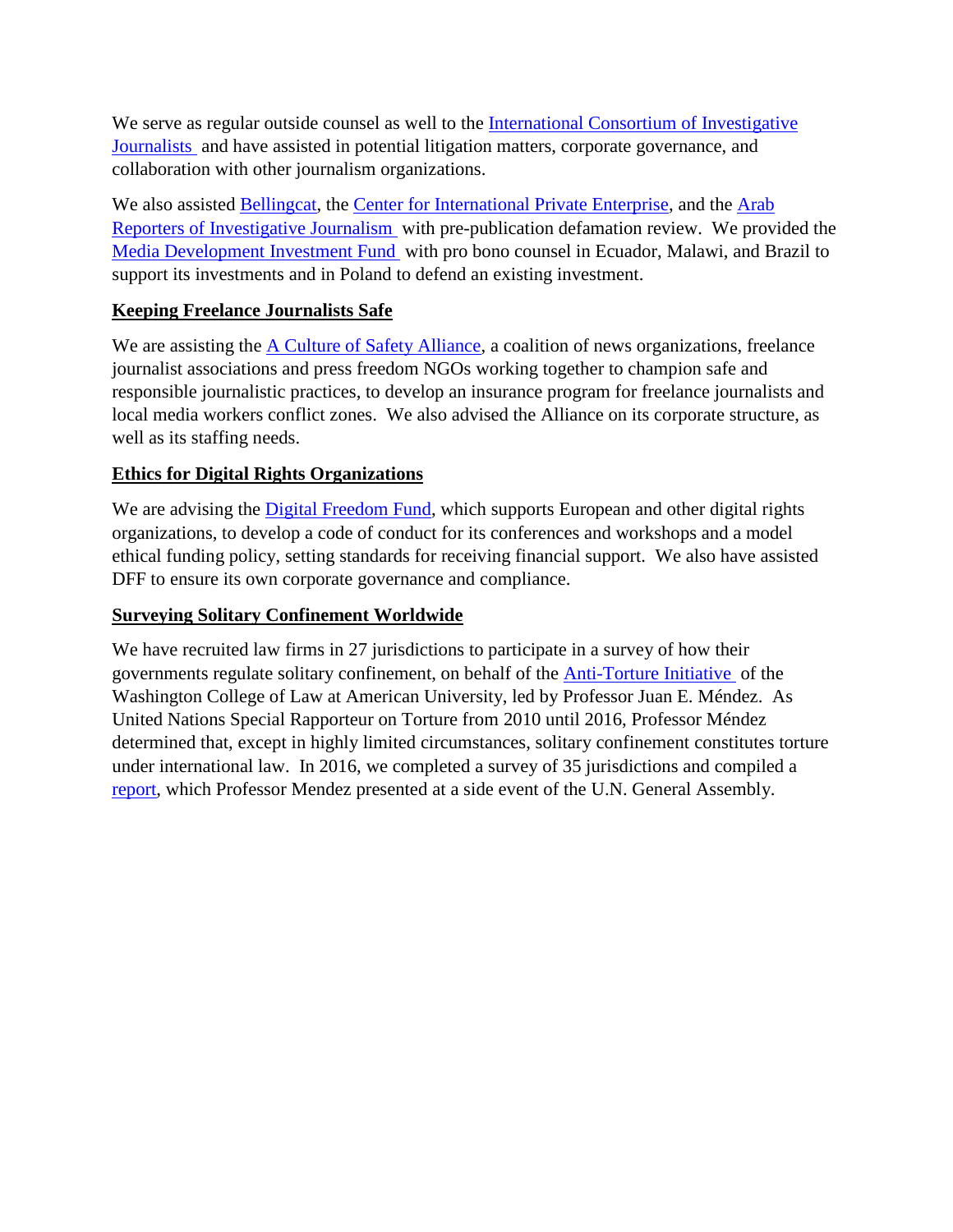We serve as regular outside counsel as well to the International Consortium of Investigative Journalists and have assisted in potential litigation matters, corporate governance, and collaboration with other journalism organizations.

We also assisted Bellingcat, the Center for International Private Enterprise, and the Arab Reporters of Investigative Journalism with pre-publication defamation review. We provided the Media Development Investment Fund with pro bono counsel in Ecuador, Malawi, and Brazil to support its investments and in Poland to defend an existing investment.

**Keeping Freelance Journalists Safe**

We are assisting the A Culture of Safety Alliance, a coalition of news organizations, freelance journalist associations and press freedom NGOs working together to champion safe and responsible journalistic practices, to develop an insurance program for freelance journalists and local media workers conflict zones. We also advised the Alliance on its corporate structure, as well as its staffing needs.

**Ethics for Digital Rights Organizations**

We are advising the Digital Freedom Fund, which supports European and other digital rights organizations, to develop a code of conduct for its conferences and workshops and a model ethical funding policy, setting standards for receiving financial support. We also have assisted DFF to ensure its own corporate governance and compliance.

**Surveying Solitary Confinement Worldwide**

We have recruited law firms in 27 jurisdictions to participate in a survey of how their governments regulate solitary confinement, on behalf of the Anti-Torture Initiative of the Washington College of Law at American University, led by Professor Juan E. Méndez. As United Nations Special Rapporteur on Torture from 2010 until 2016, Professor Méndez determined that, except in highly limited circumstances, solitary confinement constitutes torture under international law. In 2016, we completed a survey of 35 jurisdictions and compiled a report, which Professor Mendez presented at a side event of the U.N. General Assembly.